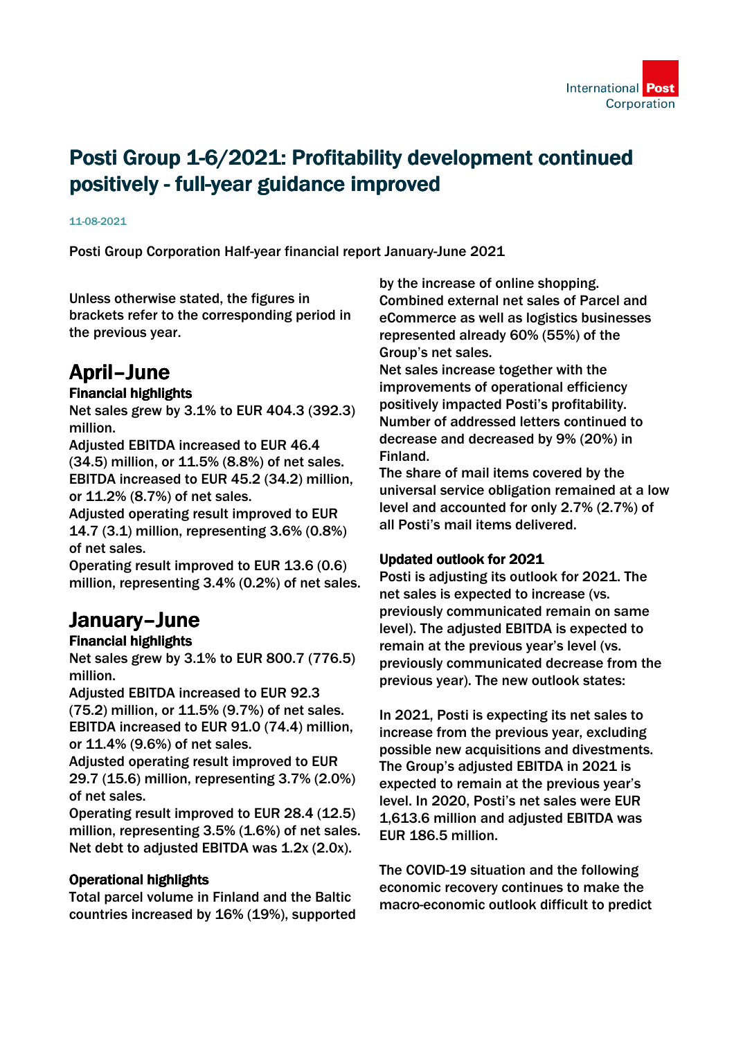# Posti Group 1-6/2021: Profitability development continued positively - full-year guidance improved

11-08-2021

Posti Group Corporation Half-year financial report January-June 2021

Unless otherwise stated, the figures in brackets refer to the corresponding period in the previous year.

## April–June

### Financial highlights

Net sales grew by 3.1% to EUR 404.3 (392.3) million.
Adjusted EBITDA increased to EUR 46.4 (34.5) million, or 11.5% (8.8%) of net sales.
EBITDA increased to EUR 45.2 (34.2) million, or 11.2% (8.7%) of net sales.
Adjusted operating result improved to EUR 14.7 (3.1) million, representing 3.6% (0.8%) of net sales.
Operating result improved to EUR 13.6 (0.6) million, representing 3.4% (0.2%) of net sales.

## January–June

### Financial highlights

Net sales grew by 3.1% to EUR 800.7 (776.5) million.
Adjusted EBITDA increased to EUR 92.3 (75.2) million, or 11.5% (9.7%) of net sales.
EBITDA increased to EUR 91.0 (74.4) million, or 11.4% (9.6%) of net sales.
Adjusted operating result improved to EUR 29.7 (15.6) million, representing 3.7% (2.0%) of net sales.
Operating result improved to EUR 28.4 (12.5) million, representing 3.5% (1.6%) of net sales.
Net debt to adjusted EBITDA was 1.2x (2.0x).

### Operational highlights

Total parcel volume in Finland and the Baltic countries increased by 16% (19%), supported by the increase of online shopping.
Combined external net sales of Parcel and eCommerce as well as logistics businesses represented already 60% (55%) of the Group's net sales.
Net sales increase together with the improvements of operational efficiency positively impacted Posti's profitability.
Number of addressed letters continued to decrease and decreased by 9% (20%) in Finland.
The share of mail items covered by the universal service obligation remained at a low level and accounted for only 2.7% (2.7%) of all Posti's mail items delivered.

### Updated outlook for 2021

Posti is adjusting its outlook for 2021. The net sales is expected to increase (vs. previously communicated remain on same level). The adjusted EBITDA is expected to remain at the previous year's level (vs. previously communicated decrease from the previous year). The new outlook states:

In 2021, Posti is expecting its net sales to increase from the previous year, excluding possible new acquisitions and divestments. The Group's adjusted EBITDA in 2021 is expected to remain at the previous year's level. In 2020, Posti's net sales were EUR 1,613.6 million and adjusted EBITDA was EUR 186.5 million.

The COVID-19 situation and the following economic recovery continues to make the macro-economic outlook difficult to predict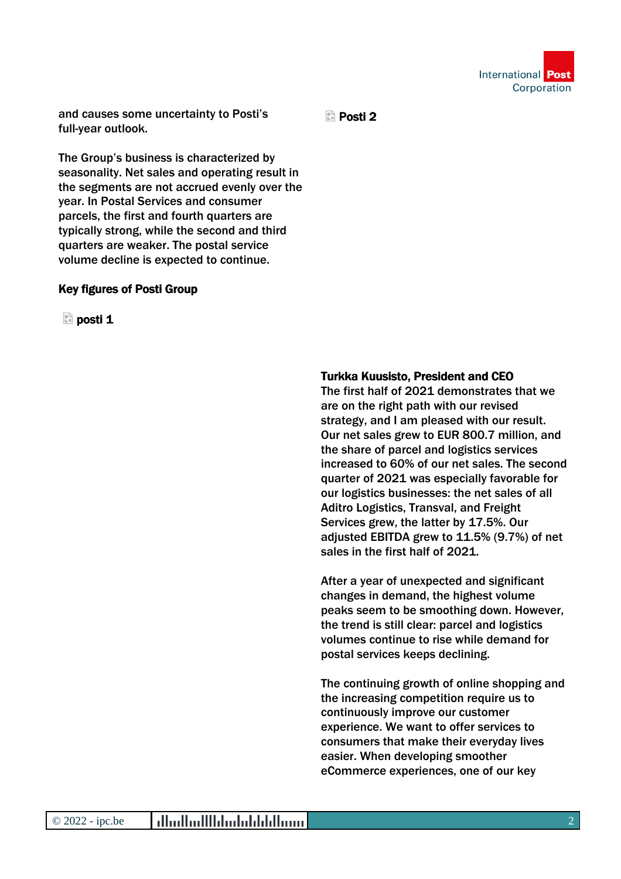and causes some uncertainty to Posti's full-year outlook.

The Group's business is characterized by seasonality. Net sales and operating result in the segments are not accrued evenly over the year. In Postal Services and consumer parcels, the first and fourth quarters are typically strong, while the second and third quarters are weaker. The postal service volume decline is expected to continue.

**Key figures of Posti Group**

**posti 1**

**Posti 2**

**Turkka Kuusisto, President and CEO**
The first half of 2021 demonstrates that we are on the right path with our revised strategy, and I am pleased with our result. Our net sales grew to EUR 800.7 million, and the share of parcel and logistics services increased to 60% of our net sales. The second quarter of 2021 was especially favorable for our logistics businesses: the net sales of all Aditro Logistics, Transval, and Freight Services grew, the latter by 17.5%. Our adjusted EBITDA grew to 11.5% (9.7%) of net sales in the first half of 2021.

After a year of unexpected and significant changes in demand, the highest volume peaks seem to be smoothing down. However, the trend is still clear: parcel and logistics volumes continue to rise while demand for postal services keeps declining.

The continuing growth of online shopping and the increasing competition require us to continuously improve our customer experience. We want to offer services to consumers that make their everyday lives easier. When developing smoother eCommerce experiences, one of our key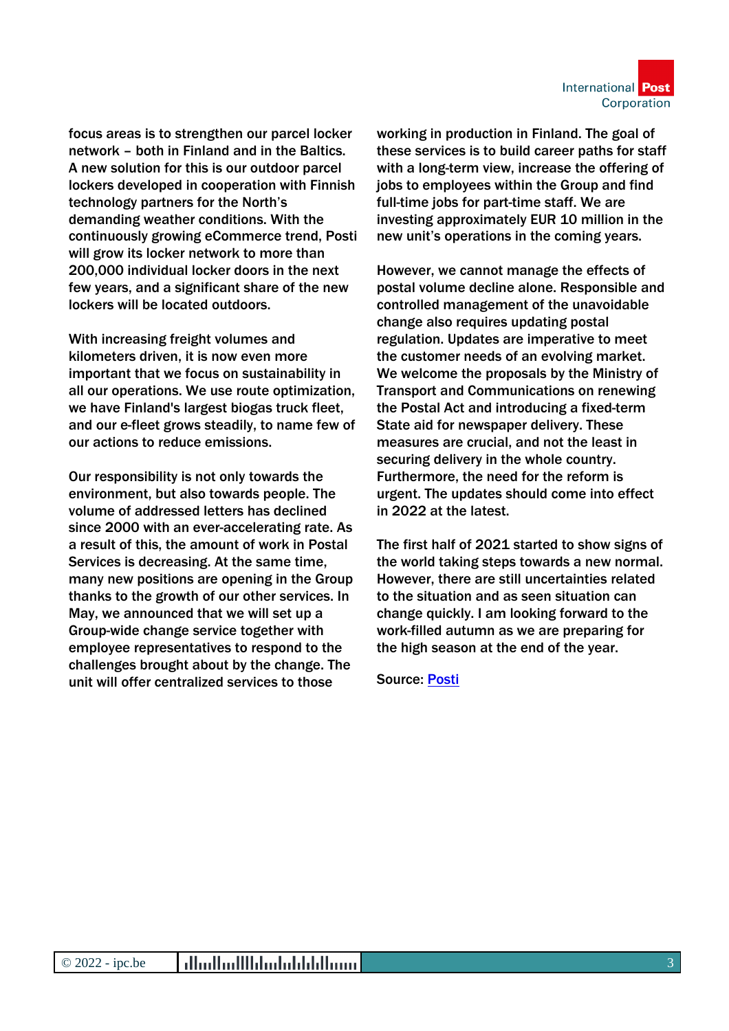focus areas is to strengthen our parcel locker network – both in Finland and in the Baltics. A new solution for this is our outdoor parcel lockers developed in cooperation with Finnish technology partners for the North's demanding weather conditions. With the continuously growing eCommerce trend, Posti will grow its locker network to more than 200,000 individual locker doors in the next few years, and a significant share of the new lockers will be located outdoors.

With increasing freight volumes and kilometers driven, it is now even more important that we focus on sustainability in all our operations. We use route optimization, we have Finland's largest biogas truck fleet, and our e-fleet grows steadily, to name few of our actions to reduce emissions.

Our responsibility is not only towards the environment, but also towards people. The volume of addressed letters has declined since 2000 with an ever-accelerating rate. As a result of this, the amount of work in Postal Services is decreasing. At the same time, many new positions are opening in the Group thanks to the growth of our other services. In May, we announced that we will set up a Group-wide change service together with employee representatives to respond to the challenges brought about by the change. The unit will offer centralized services to those working in production in Finland. The goal of these services is to build career paths for staff with a long-term view, increase the offering of jobs to employees within the Group and find full-time jobs for part-time staff. We are investing approximately EUR 10 million in the new unit's operations in the coming years.

However, we cannot manage the effects of postal volume decline alone. Responsible and controlled management of the unavoidable change also requires updating postal regulation. Updates are imperative to meet the customer needs of an evolving market. We welcome the proposals by the Ministry of Transport and Communications on renewing the Postal Act and introducing a fixed-term State aid for newspaper delivery. These measures are crucial, and not the least in securing delivery in the whole country. Furthermore, the need for the reform is urgent. The updates should come into effect in 2022 at the latest.

The first half of 2021 started to show signs of the world taking steps towards a new normal. However, there are still uncertainties related to the situation and as seen situation can change quickly. I am looking forward to the work-filled autumn as we are preparing for the high season at the end of the year.

Source: Posti